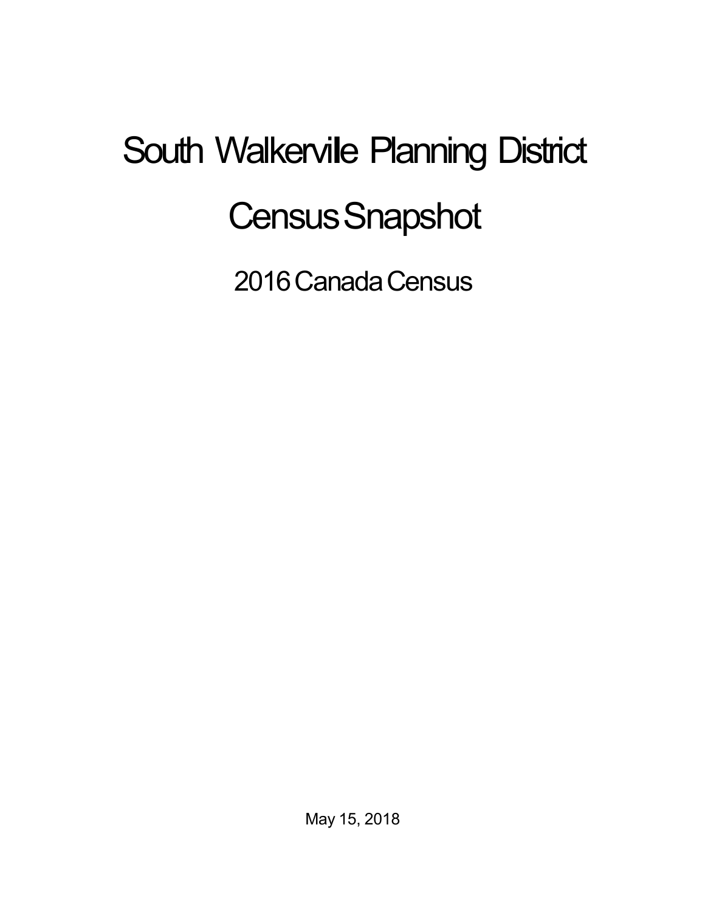# South Walkervile Planning District

# Census Snapshot

## 2016 Canada Census

May 15, 2018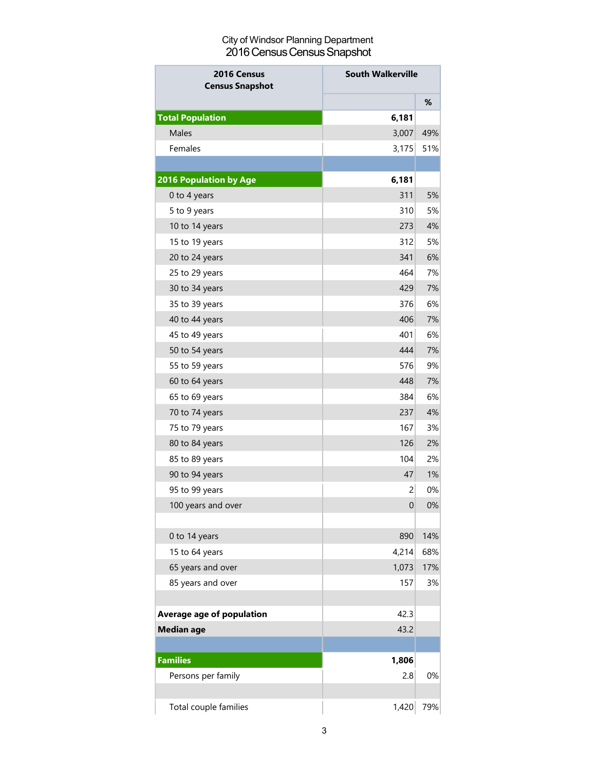City of Windsor Planning Department
2016 Census Census Snapshot

| 2016 Census Census Snapshot | South Walkerville | |
|---|---|---|
| | | % |
| **Total Population** | **6,181** | |
| Males | 3,007 | 49% |
| Females | 3,175 | 51% |
| | | |
| **2016 Population by Age** | **6,181** | |
| 0 to 4 years | 311 | 5% |
| 5 to 9 years | 310 | 5% |
| 10 to 14 years | 273 | 4% |
| 15 to 19 years | 312 | 5% |
| 20 to 24 years | 341 | 6% |
| 25 to 29 years | 464 | 7% |
| 30 to 34 years | 429 | 7% |
| 35 to 39 years | 376 | 6% |
| 40 to 44 years | 406 | 7% |
| 45 to 49 years | 401 | 6% |
| 50 to 54 years | 444 | 7% |
| 55 to 59 years | 576 | 9% |
| 60 to 64 years | 448 | 7% |
| 65 to 69 years | 384 | 6% |
| 70 to 74 years | 237 | 4% |
| 75 to 79 years | 167 | 3% |
| 80 to 84 years | 126 | 2% |
| 85 to 89 years | 104 | 2% |
| 90 to 94 years | 47 | 1% |
| 95 to 99 years | 2 | 0% |
| 100 years and over | 0 | 0% |
| | | |
| 0 to 14 years | 890 | 14% |
| 15 to 64 years | 4,214 | 68% |
| 65 years and over | 1,073 | 17% |
| 85 years and over | 157 | 3% |
| | | |
| **Average age of population** | 42.3 | |
| **Median age** | 43.2 | |
| | | |
| **Families** | **1,806** | |
| Persons per family | 2.8 | 0% |
| | | |
| Total couple families | 1,420 | 79% |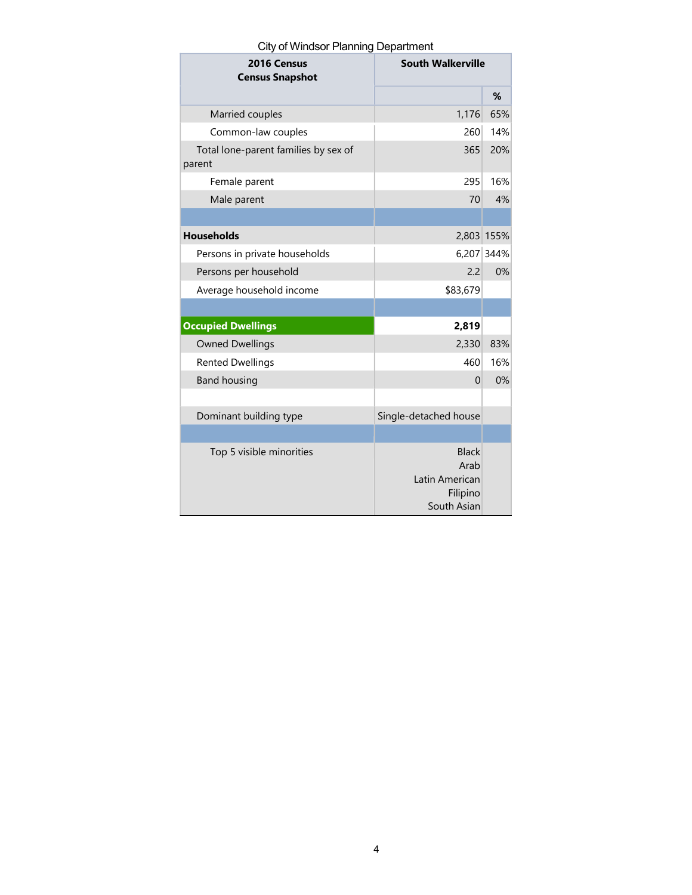City of Windsor Planning Department

| 2016 Census Census Snapshot | South Walkerville | |
|---|---|---|
| | | % |
| Married couples | 1,176 | 65% |
| Common-law couples | 260 | 14% |
| Total lone-parent families by sex of parent | 365 | 20% |
| Female parent | 295 | 16% |
| Male parent | 70 | 4% |
| | | |
| **Households** | 2,803 | 155% |
| Persons in private households | 6,207 | 344% |
| Persons per household | 2.2 | 0% |
| Average household income | $83,679 | |
| | | |
| **Occupied Dwellings** | **2,819** | |
| Owned Dwellings | 2,330 | 83% |
| Rented Dwellings | 460 | 16% |
| Band housing | 0 | 0% |
| | | |
| Dominant building type | Single-detached house | |
| | | |
| Top 5 visible minorities | Black<br>Arab<br>Latin American<br>Filipino<br>South Asian | |